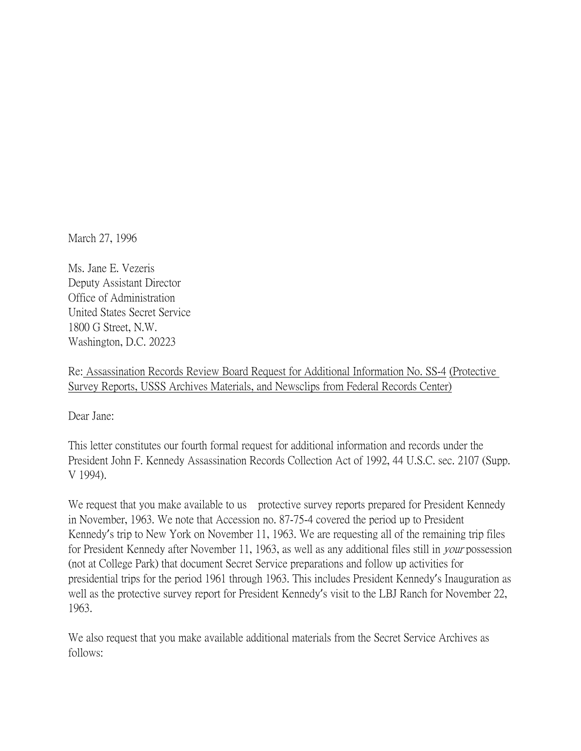March 27, 1996

Ms. Jane E. Vezeris
Deputy Assistant Director
Office of Administration
United States Secret Service
1800 G Street, N.W.
Washington, D.C. 20223

Re: Assassination Records Review Board Request for Additional Information No. SS-4 (Protective Survey Reports, USSS Archives Materials, and Newsclips from Federal Records Center)

Dear Jane:

This letter constitutes our fourth formal request for additional information and records under the President John F. Kennedy Assassination Records Collection Act of 1992, 44 U.S.C. sec. 2107 (Supp. V 1994).

We request that you make available to us protective survey reports prepared for President Kennedy in November, 1963. We note that Accession no. 87-75-4 covered the period up to President Kennedy's trip to New York on November 11, 1963. We are requesting all of the remaining trip files for President Kennedy after November 11, 1963, as well as any additional files still in *your* possession (not at College Park) that document Secret Service preparations and follow up activities for presidential trips for the period 1961 through 1963. This includes President Kennedy's Inauguration as well as the protective survey report for President Kennedy's visit to the LBJ Ranch for November 22, 1963.

We also request that you make available additional materials from the Secret Service Archives as follows: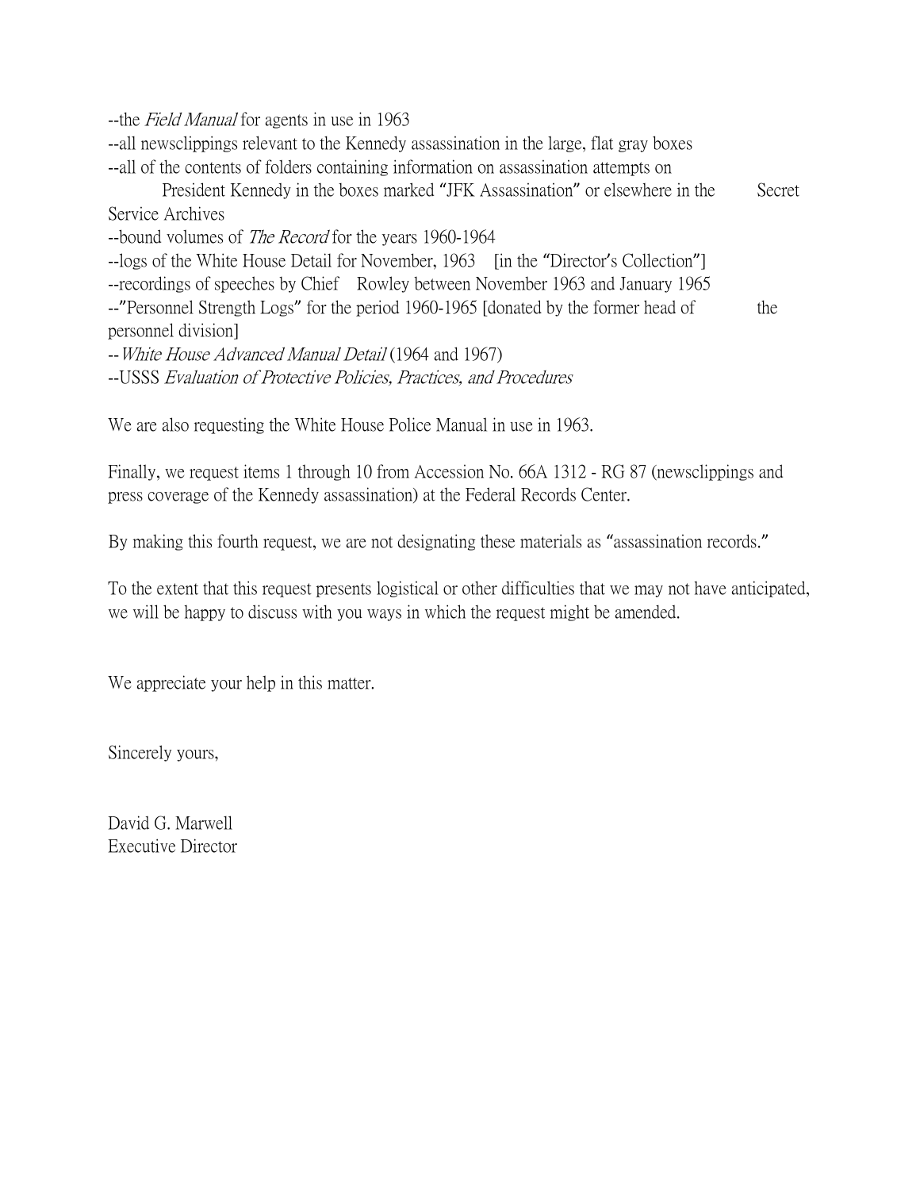--the *Field Manual* for agents in use in 1963
--all newsclippings relevant to the Kennedy assassination in the large, flat gray boxes
--all of the contents of folders containing information on assassination attempts on President Kennedy in the boxes marked "JFK Assassination" or elsewhere in the Secret Service Archives
--bound volumes of *The Record* for the years 1960-1964
--logs of the White House Detail for November, 1963 [in the "Director's Collection"]
--recordings of speeches by Chief Rowley between November 1963 and January 1965
--"Personnel Strength Logs" for the period 1960-1965 [donated by the former head of the personnel division]
--*White House Advanced Manual Detail* (1964 and 1967)
--USSS *Evaluation of Protective Policies, Practices, and Procedures*

We are also requesting the White House Police Manual in use in 1963.

Finally, we request items 1 through 10 from Accession No. 66A 1312 - RG 87 (newsclippings and press coverage of the Kennedy assassination) at the Federal Records Center.

By making this fourth request, we are not designating these materials as "assassination records."

To the extent that this request presents logistical or other difficulties that we may not have anticipated, we will be happy to discuss with you ways in which the request might be amended.

We appreciate your help in this matter.

Sincerely yours,

David G. Marwell
Executive Director